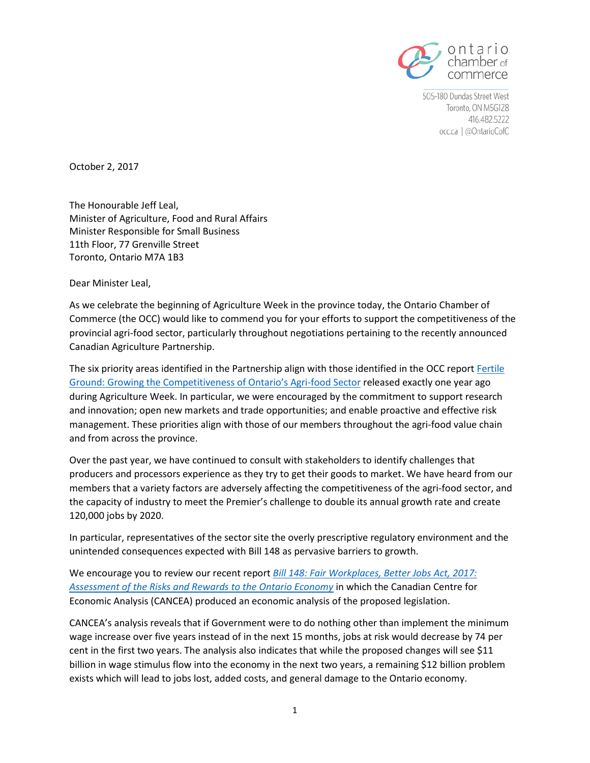ontario chamber of commerce

505-180 Dundas Street West
Toronto, ON M5G1Z8
416.482.5222
occ.ca | @OntarioCofC

October 2, 2017

The Honourable Jeff Leal,
Minister of Agriculture, Food and Rural Affairs
Minister Responsible for Small Business
11th Floor, 77 Grenville Street
Toronto, Ontario M7A 1B3

Dear Minister Leal,

As we celebrate the beginning of Agriculture Week in the province today, the Ontario Chamber of Commerce (the OCC) would like to commend you for your efforts to support the competitiveness of the provincial agri-food sector, particularly throughout negotiations pertaining to the recently announced Canadian Agriculture Partnership.

The six priority areas identified in the Partnership align with those identified in the OCC report Fertile Ground: Growing the Competitiveness of Ontario's Agri-food Sector released exactly one year ago during Agriculture Week. In particular, we were encouraged by the commitment to support research and innovation; open new markets and trade opportunities; and enable proactive and effective risk management. These priorities align with those of our members throughout the agri-food value chain and from across the province.

Over the past year, we have continued to consult with stakeholders to identify challenges that producers and processors experience as they try to get their goods to market. We have heard from our members that a variety factors are adversely affecting the competitiveness of the agri-food sector, and the capacity of industry to meet the Premier's challenge to double its annual growth rate and create 120,000 jobs by 2020.

In particular, representatives of the sector site the overly prescriptive regulatory environment and the unintended consequences expected with Bill 148 as pervasive barriers to growth.

We encourage you to review our recent report *Bill 148: Fair Workplaces, Better Jobs Act, 2017: Assessment of the Risks and Rewards to the Ontario Economy* in which the Canadian Centre for Economic Analysis (CANCEA) produced an economic analysis of the proposed legislation.

CANCEA's analysis reveals that if Government were to do nothing other than implement the minimum wage increase over five years instead of in the next 15 months, jobs at risk would decrease by 74 per cent in the first two years. The analysis also indicates that while the proposed changes will see $11 billion in wage stimulus flow into the economy in the next two years, a remaining $12 billion problem exists which will lead to jobs lost, added costs, and general damage to the Ontario economy.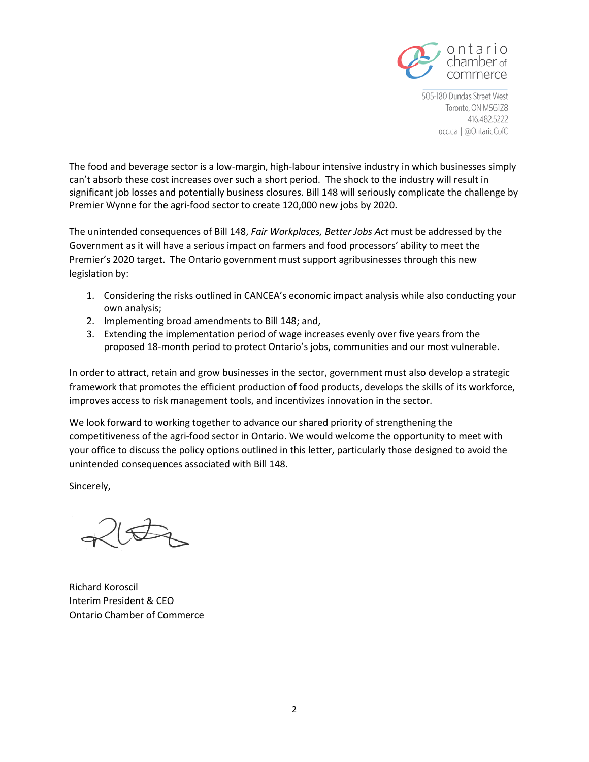ontario chamber of commerce

505-180 Dundas Street West
Toronto, ON M5G1Z8
416.482.5222
occ.ca | @OntarioCofC

The food and beverage sector is a low-margin, high-labour intensive industry in which businesses simply can't absorb these cost increases over such a short period. The shock to the industry will result in significant job losses and potentially business closures. Bill 148 will seriously complicate the challenge by Premier Wynne for the agri-food sector to create 120,000 new jobs by 2020.

The unintended consequences of Bill 148, *Fair Workplaces, Better Jobs Act* must be addressed by the Government as it will have a serious impact on farmers and food processors' ability to meet the Premier's 2020 target. The Ontario government must support agribusinesses through this new legislation by:

1. Considering the risks outlined in CANCEA's economic impact analysis while also conducting your own analysis;
2. Implementing broad amendments to Bill 148; and,
3. Extending the implementation period of wage increases evenly over five years from the proposed 18-month period to protect Ontario's jobs, communities and our most vulnerable.

In order to attract, retain and grow businesses in the sector, government must also develop a strategic framework that promotes the efficient production of food products, develops the skills of its workforce, improves access to risk management tools, and incentivizes innovation in the sector.

We look forward to working together to advance our shared priority of strengthening the competitiveness of the agri-food sector in Ontario. We would welcome the opportunity to meet with your office to discuss the policy options outlined in this letter, particularly those designed to avoid the unintended consequences associated with Bill 148.

Sincerely,

Richard Koroscil
Interim President & CEO
Ontario Chamber of Commerce